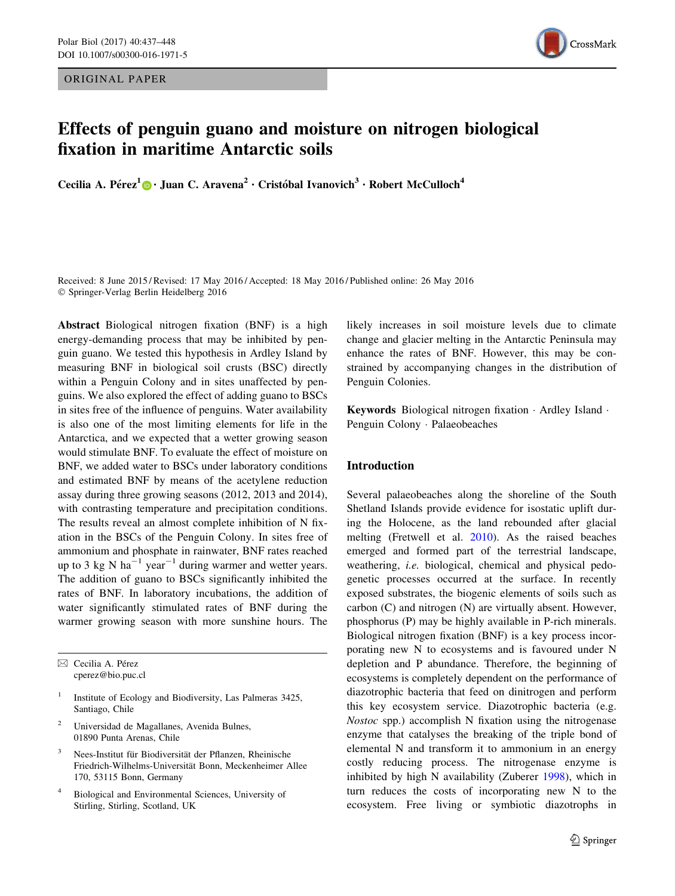ORIGINAL PAPER

# Effects of penguin guano and moisture on nitrogen biological fixation in maritime Antarctic soils

Cecilia A. Pérez[1] · Juan C. Aravena[2] · Cristóbal Ivanovich[3] · Robert McCulloch[4]

Received: 8 June 2015 / Revised: 17 May 2016 / Accepted: 18 May 2016 / Published online: 26 May 2016
© Springer-Verlag Berlin Heidelberg 2016

**Abstract** Biological nitrogen fixation (BNF) is a high energy-demanding process that may be inhibited by penguin guano. We tested this hypothesis in Ardley Island by measuring BNF in biological soil crusts (BSC) directly within a Penguin Colony and in sites unaffected by penguins. We also explored the effect of adding guano to BSCs in sites free of the influence of penguins. Water availability is also one of the most limiting elements for life in the Antarctica, and we expected that a wetter growing season would stimulate BNF. To evaluate the effect of moisture on BNF, we added water to BSCs under laboratory conditions and estimated BNF by means of the acetylene reduction assay during three growing seasons (2012, 2013 and 2014), with contrasting temperature and precipitation conditions. The results reveal an almost complete inhibition of N fixation in the BSCs of the Penguin Colony. In sites free of ammonium and phosphate in rainwater, BNF rates reached up to 3 kg N $ha^{-1}$ $year^{-1}$ during warmer and wetter years. The addition of guano to BSCs significantly inhibited the rates of BNF. In laboratory incubations, the addition of water significantly stimulated rates of BNF during the warmer growing season with more sunshine hours. The likely increases in soil moisture levels due to climate change and glacier melting in the Antarctic Peninsula may enhance the rates of BNF. However, this may be constrained by accompanying changes in the distribution of Penguin Colonies.

**Keywords** Biological nitrogen fixation · Ardley Island · Penguin Colony · Palaeobeaches

✉ Cecilia A. Pérez
cperez@bio.puc.cl

[1] Institute of Ecology and Biodiversity, Las Palmeras 3425, Santiago, Chile

[2] Universidad de Magallanes, Avenida Bulnes, 01890 Punta Arenas, Chile

[3] Nees-Institut für Biodiversität der Pflanzen, Rheinische Friedrich-Wilhelms-Universität Bonn, Meckenheimer Allee 170, 53115 Bonn, Germany

[4] Biological and Environmental Sciences, University of Stirling, Stirling, Scotland, UK

## Introduction

Several palaeobeaches along the shoreline of the South Shetland Islands provide evidence for isostatic uplift during the Holocene, as the land rebounded after glacial melting (Fretwell et al. 2010). As the raised beaches emerged and formed part of the terrestrial landscape, weathering, *i.e.* biological, chemical and physical pedogenetic processes occurred at the surface. In recently exposed substrates, the biogenic elements of soils such as carbon (C) and nitrogen (N) are virtually absent. However, phosphorus (P) may be highly available in P-rich minerals. Biological nitrogen fixation (BNF) is a key process incorporating new N to ecosystems and is favoured under N depletion and P abundance. Therefore, the beginning of ecosystems is completely dependent on the performance of diazotrophic bacteria that feed on dinitrogen and perform this key ecosystem service. Diazotrophic bacteria (e.g. *Nostoc* spp.) accomplish N fixation using the nitrogenase enzyme that catalyses the breaking of the triple bond of elemental N and transform it to ammonium in an energy costly reducing process. The nitrogenase enzyme is inhibited by high N availability (Zuberer 1998), which in turn reduces the costs of incorporating new N to the ecosystem. Free living or symbiotic diazotrophs in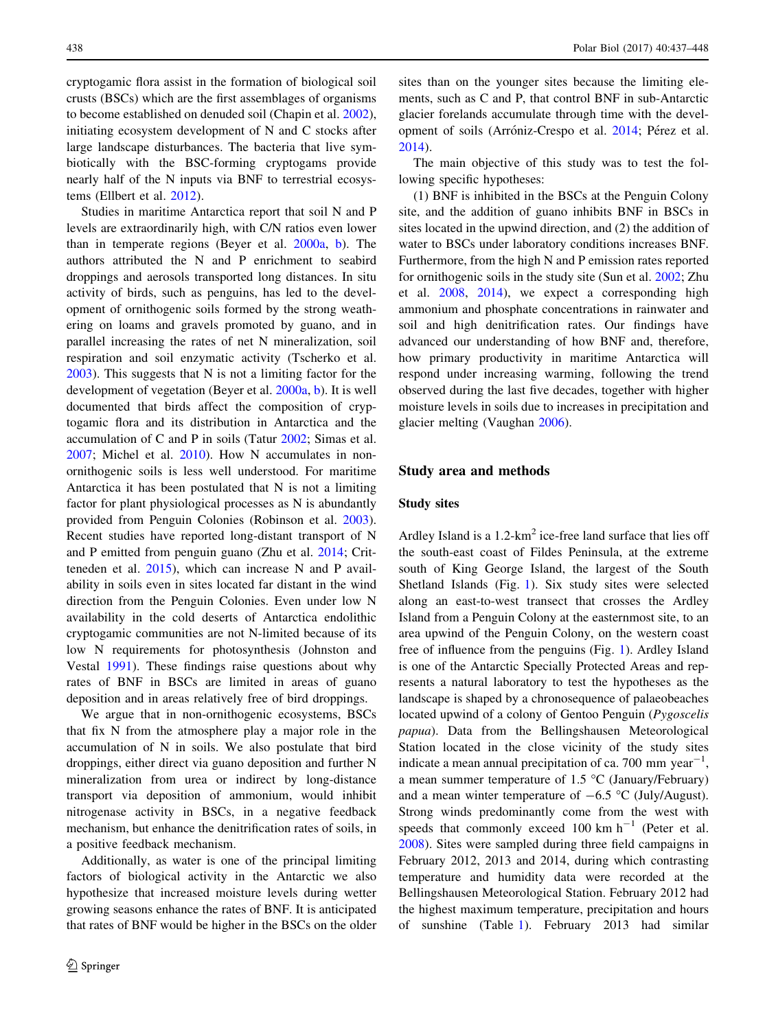cryptogamic flora assist in the formation of biological soil crusts (BSCs) which are the first assemblages of organisms to become established on denuded soil (Chapin et al. 2002), initiating ecosystem development of N and C stocks after large landscape disturbances. The bacteria that live symbiotically with the BSC-forming cryptogams provide nearly half of the N inputs via BNF to terrestrial ecosystems (Ellbert et al. 2012).

Studies in maritime Antarctica report that soil N and P levels are extraordinarily high, with C/N ratios even lower than in temperate regions (Beyer et al. 2000a, b). The authors attributed the N and P enrichment to seabird droppings and aerosols transported long distances. In situ activity of birds, such as penguins, has led to the development of ornithogenic soils formed by the strong weathering on loams and gravels promoted by guano, and in parallel increasing the rates of net N mineralization, soil respiration and soil enzymatic activity (Tscherko et al. 2003). This suggests that N is not a limiting factor for the development of vegetation (Beyer et al. 2000a, b). It is well documented that birds affect the composition of cryptogamic flora and its distribution in Antarctica and the accumulation of C and P in soils (Tatur 2002; Simas et al. 2007; Michel et al. 2010). How N accumulates in non-ornithogenic soils is less well understood. For maritime Antarctica it has been postulated that N is not a limiting factor for plant physiological processes as N is abundantly provided from Penguin Colonies (Robinson et al. 2003). Recent studies have reported long-distant transport of N and P emitted from penguin guano (Zhu et al. 2014; Critteneden et al. 2015), which can increase N and P availability in soils even in sites located far distant in the wind direction from the Penguin Colonies. Even under low N availability in the cold deserts of Antarctica endolithic cryptogamic communities are not N-limited because of its low N requirements for photosynthesis (Johnston and Vestal 1991). These findings raise questions about why rates of BNF in BSCs are limited in areas of guano deposition and in areas relatively free of bird droppings.

We argue that in non-ornithogenic ecosystems, BSCs that fix N from the atmosphere play a major role in the accumulation of N in soils. We also postulate that bird droppings, either direct via guano deposition and further N mineralization from urea or indirect by long-distance transport via deposition of ammonium, would inhibit nitrogenase activity in BSCs, in a negative feedback mechanism, but enhance the denitrification rates of soils, in a positive feedback mechanism.

Additionally, as water is one of the principal limiting factors of biological activity in the Antarctic we also hypothesize that increased moisture levels during wetter growing seasons enhance the rates of BNF. It is anticipated that rates of BNF would be higher in the BSCs on the older sites than on the younger sites because the limiting elements, such as C and P, that control BNF in sub-Antarctic glacier forelands accumulate through time with the development of soils (Arróniz-Crespo et al. 2014; Pérez et al. 2014).

The main objective of this study was to test the following specific hypotheses:

(1) BNF is inhibited in the BSCs at the Penguin Colony site, and the addition of guano inhibits BNF in BSCs in sites located in the upwind direction, and (2) the addition of water to BSCs under laboratory conditions increases BNF. Furthermore, from the high N and P emission rates reported for ornithogenic soils in the study site (Sun et al. 2002; Zhu et al. 2008, 2014), we expect a corresponding high ammonium and phosphate concentrations in rainwater and soil and high denitrification rates. Our findings have advanced our understanding of how BNF and, therefore, how primary productivity in maritime Antarctica will respond under increasing warming, following the trend observed during the last five decades, together with higher moisture levels in soils due to increases in precipitation and glacier melting (Vaughan 2006).

## Study area and methods

### Study sites

Ardley Island is a 1.2-km$^2$ ice-free land surface that lies off the south-east coast of Fildes Peninsula, at the extreme south of King George Island, the largest of the South Shetland Islands (Fig. 1). Six study sites were selected along an east-to-west transect that crosses the Ardley Island from a Penguin Colony at the easternmost site, to an area upwind of the Penguin Colony, on the western coast free of influence from the penguins (Fig. 1). Ardley Island is one of the Antarctic Specially Protected Areas and represents a natural laboratory to test the hypotheses as the landscape is shaped by a chronosequence of palaeobeaches located upwind of a colony of Gentoo Penguin (*Pygoscelis papua*). Data from the Bellingshausen Meteorological Station located in the close vicinity of the study sites indicate a mean annual precipitation of ca. 700 mm year$^{-1}$, a mean summer temperature of 1.5 °C (January/February) and a mean winter temperature of −6.5 °C (July/August). Strong winds predominantly come from the west with speeds that commonly exceed 100 km h$^{-1}$ (Peter et al. 2008). Sites were sampled during three field campaigns in February 2012, 2013 and 2014, during which contrasting temperature and humidity data were recorded at the Bellingshausen Meteorological Station. February 2012 had the highest maximum temperature, precipitation and hours of sunshine (Table 1). February 2013 had similar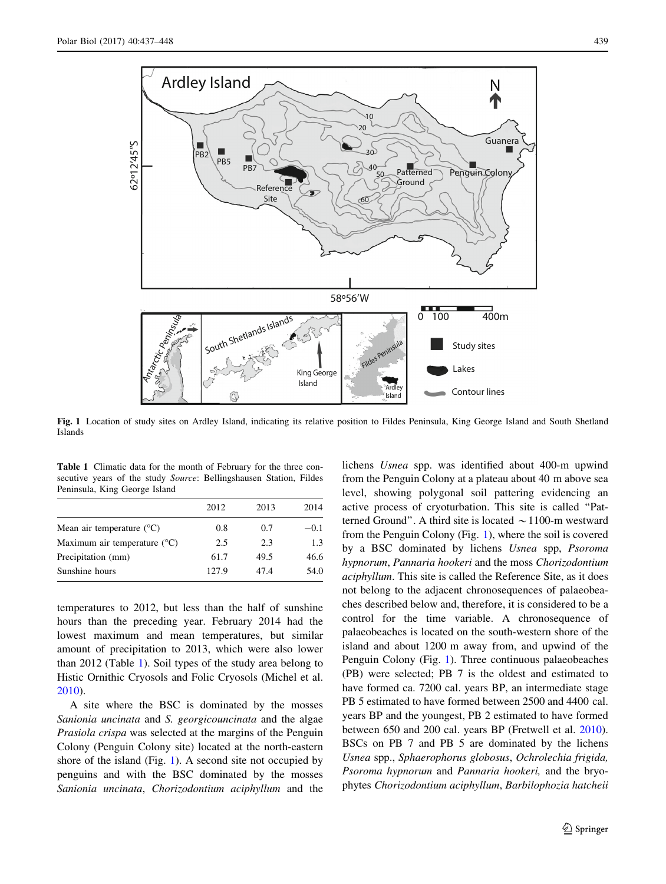Fig. 1 Location of study sites on Ardley Island, indicating its relative position to Fildes Peninsula, King George Island and South Shetland Islands

**Table 1** Climatic data for the month of February for the three consecutive years of the study *Source*: Bellingshausen Station, Fildes Peninsula, King George Island

| | 2012 | 2013 | 2014 |
|---|---|---|---|
| Mean air temperature (°C) | 0.8 | 0.7 | −0.1 |
| Maximum air temperature (°C) | 2.5 | 2.3 | 1.3 |
| Precipitation (mm) | 61.7 | 49.5 | 46.6 |
| Sunshine hours | 127.9 | 47.4 | 54.0 |

temperatures to 2012, but less than the half of sunshine hours than the preceding year. February 2014 had the lowest maximum and mean temperatures, but similar amount of precipitation to 2013, which were also lower than 2012 (Table 1). Soil types of the study area belong to Histic Ornithic Cryosols and Folic Cryosols (Michel et al. 2010).

A site where the BSC is dominated by the mosses *Sanionia uncinata* and *S. georgicouncinata* and the algae *Prasiola crispa* was selected at the margins of the Penguin Colony (Penguin Colony site) located at the north-eastern shore of the island (Fig. 1). A second site not occupied by penguins and with the BSC dominated by the mosses *Sanionia uncinata*, *Chorizodontium aciphyllum* and the lichens *Usnea* spp. was identified about 400-m upwind from the Penguin Colony at a plateau about 40 m above sea level, showing polygonal soil patterning evidencing an active process of cryoturbation. This site is called "Patterned Ground". A third site is located ~1100-m westward from the Penguin Colony (Fig. 1), where the soil is covered by a BSC dominated by lichens *Usnea* spp, *Psoroma hypnorum*, *Pannaria hookeri* and the moss *Chorizodontium aciphyllum*. This site is called the Reference Site, as it does not belong to the adjacent chronosequences of palaeobeaches described below and, therefore, it is considered to be a control for the time variable. A chronosequence of palaeobeaches is located on the south-western shore of the island and about 1200 m away from, and upwind of the Penguin Colony (Fig. 1). Three continuous palaeobeaches (PB) were selected; PB 7 is the oldest and estimated to have formed ca. 7200 cal. years BP, an intermediate stage PB 5 estimated to have formed between 2500 and 4400 cal. years BP and the youngest, PB 2 estimated to have formed between 650 and 200 cal. years BP (Fretwell et al. 2010). BSCs on PB 7 and PB 5 are dominated by the lichens *Usnea* spp., *Sphaerophorus globosus*, *Ochrolechia frigida, Psoroma hypnorum* and *Pannaria hookeri,* and the bryophytes *Chorizodontium aciphyllum*, *Barbilophozia hatcheii*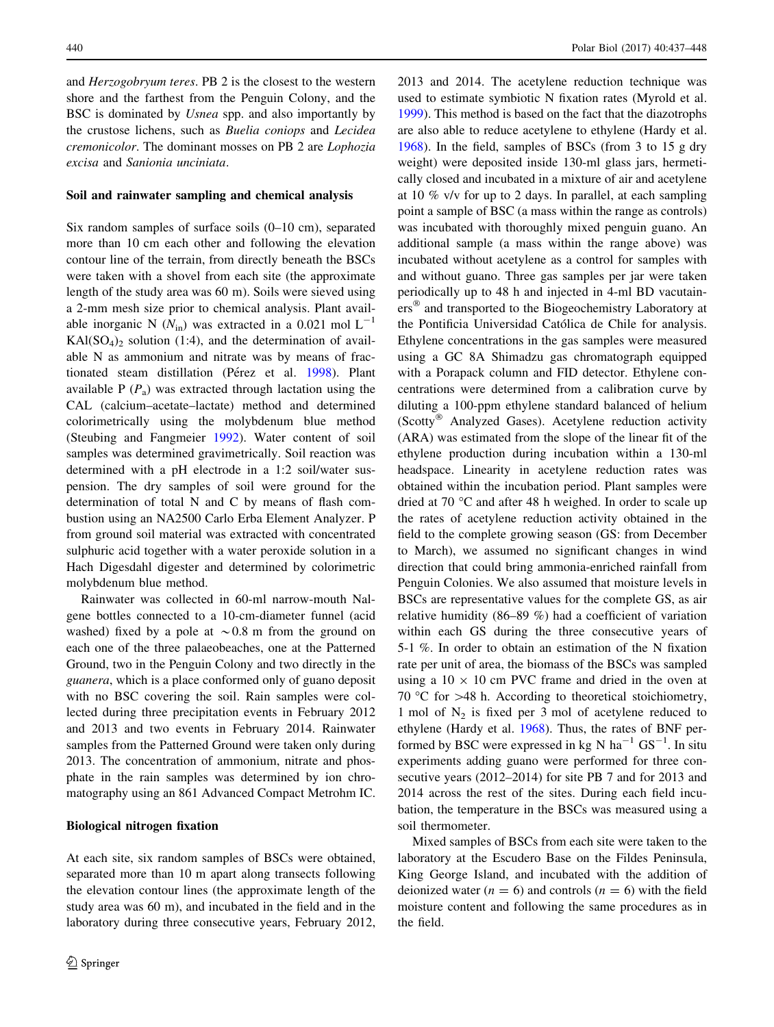and *Herzogobryum teres*. PB 2 is the closest to the western shore and the farthest from the Penguin Colony, and the BSC is dominated by *Usnea* spp. and also importantly by the crustose lichens, such as *Buelia coniops* and *Lecidea cremonicolor*. The dominant mosses on PB 2 are *Lophozia excisa* and *Sanionia unciniata*.

### Soil and rainwater sampling and chemical analysis

Six random samples of surface soils (0–10 cm), separated more than 10 cm each other and following the elevation contour line of the terrain, from directly beneath the BSCs were taken with a shovel from each site (the approximate length of the study area was 60 m). Soils were sieved using a 2-mm mesh size prior to chemical analysis. Plant available inorganic N ($N_{in}$) was extracted in a 0.021 mol $L^{-1}$ $KAl(SO_4)_2$ solution (1:4), and the determination of available N as ammonium and nitrate was by means of fractionated steam distillation (Pérez et al. 1998). Plant available P ($P_a$) was extracted through lactation using the CAL (calcium–acetate–lactate) method and determined colorimetrically using the molybdenum blue method (Steubing and Fangmeier 1992). Water content of soil samples was determined gravimetrically. Soil reaction was determined with a pH electrode in a 1:2 soil/water suspension. The dry samples of soil were ground for the determination of total N and C by means of flash combustion using an NA2500 Carlo Erba Element Analyzer. P from ground soil material was extracted with concentrated sulphuric acid together with a water peroxide solution in a Hach Digesdahl digester and determined by colorimetric molybdenum blue method.

Rainwater was collected in 60-ml narrow-mouth Nalgene bottles connected to a 10-cm-diameter funnel (acid washed) fixed by a pole at ~0.8 m from the ground on each one of the three palaeobeaches, one at the Patterned Ground, two in the Penguin Colony and two directly in the *guanera*, which is a place conformed only of guano deposit with no BSC covering the soil. Rain samples were collected during three precipitation events in February 2012 and 2013 and two events in February 2014. Rainwater samples from the Patterned Ground were taken only during 2013. The concentration of ammonium, nitrate and phosphate in the rain samples was determined by ion chromatography using an 861 Advanced Compact Metrohm IC.

### Biological nitrogen fixation

At each site, six random samples of BSCs were obtained, separated more than 10 m apart along transects following the elevation contour lines (the approximate length of the study area was 60 m), and incubated in the field and in the laboratory during three consecutive years, February 2012, 2013 and 2014. The acetylene reduction technique was used to estimate symbiotic N fixation rates (Myrold et al. 1999). This method is based on the fact that the diazotrophs are also able to reduce acetylene to ethylene (Hardy et al. 1968). In the field, samples of BSCs (from 3 to 15 g dry weight) were deposited inside 130-ml glass jars, hermetically closed and incubated in a mixture of air and acetylene at 10 % v/v for up to 2 days. In parallel, at each sampling point a sample of BSC (a mass within the range as controls) was incubated with thoroughly mixed penguin guano. An additional sample (a mass within the range above) was incubated without acetylene as a control for samples with and without guano. Three gas samples per jar were taken periodically up to 48 h and injected in 4-ml BD vacutainers® and transported to the Biogeochemistry Laboratory at the Pontificia Universidad Católica de Chile for analysis. Ethylene concentrations in the gas samples were measured using a GC 8A Shimadzu gas chromatograph equipped with a Porapack column and FID detector. Ethylene concentrations were determined from a calibration curve by diluting a 100-ppm ethylene standard balanced of helium (Scotty® Analyzed Gases). Acetylene reduction activity (ARA) was estimated from the slope of the linear fit of the ethylene production during incubation within a 130-ml headspace. Linearity in acetylene reduction rates was obtained within the incubation period. Plant samples were dried at 70 °C and after 48 h weighed. In order to scale up the rates of acetylene reduction activity obtained in the field to the complete growing season (GS: from December to March), we assumed no significant changes in wind direction that could bring ammonia-enriched rainfall from Penguin Colonies. We also assumed that moisture levels in BSCs are representative values for the complete GS, as air relative humidity (86–89 %) had a coefficient of variation within each GS during the three consecutive years of 5-1 %. In order to obtain an estimation of the N fixation rate per unit of area, the biomass of the BSCs was sampled using a 10 × 10 cm PVC frame and dried in the oven at 70 °C for >48 h. According to theoretical stoichiometry, 1 mol of $N_2$ is fixed per 3 mol of acetylene reduced to ethylene (Hardy et al. 1968). Thus, the rates of BNF performed by BSC were expressed in kg N $ha^{-1}$ $GS^{-1}$. In situ experiments adding guano were performed for three consecutive years (2012–2014) for site PB 7 and for 2013 and 2014 across the rest of the sites. During each field incubation, the temperature in the BSCs was measured using a soil thermometer.

Mixed samples of BSCs from each site were taken to the laboratory at the Escudero Base on the Fildes Peninsula, King George Island, and incubated with the addition of deionized water ($n = 6$) and controls ($n = 6$) with the field moisture content and following the same procedures as in the field.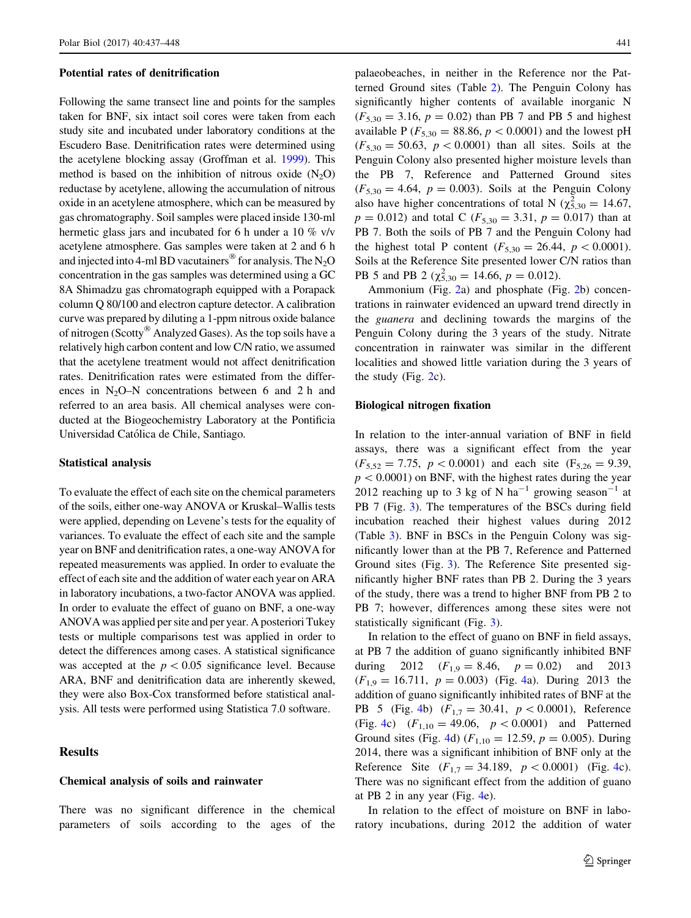#### Potential rates of denitrification

Following the same transect line and points for the samples taken for BNF, six intact soil cores were taken from each study site and incubated under laboratory conditions at the Escudero Base. Denitrification rates were determined using the acetylene blocking assay (Groffman et al. 1999). This method is based on the inhibition of nitrous oxide ($N_2O$) reductase by acetylene, allowing the accumulation of nitrous oxide in an acetylene atmosphere, which can be measured by gas chromatography. Soil samples were placed inside 130-ml hermetic glass jars and incubated for 6 h under a 10 % v/v acetylene atmosphere. Gas samples were taken at 2 and 6 h and injected into 4-ml BD vacutainers® for analysis. The $N_2O$ concentration in the gas samples was determined using a GC 8A Shimadzu gas chromatograph equipped with a Porapack column Q 80/100 and electron capture detector. A calibration curve was prepared by diluting a 1-ppm nitrous oxide balance of nitrogen (Scotty® Analyzed Gases). As the top soils have a relatively high carbon content and low C/N ratio, we assumed that the acetylene treatment would not affect denitrification rates. Denitrification rates were estimated from the differences in $N_2O$–N concentrations between 6 and 2 h and referred to an area basis. All chemical analyses were conducted at the Biogeochemistry Laboratory at the Pontificia Universidad Católica de Chile, Santiago.

#### Statistical analysis

To evaluate the effect of each site on the chemical parameters of the soils, either one-way ANOVA or Kruskal–Wallis tests were applied, depending on Levene's tests for the equality of variances. To evaluate the effect of each site and the sample year on BNF and denitrification rates, a one-way ANOVA for repeated measurements was applied. In order to evaluate the effect of each site and the addition of water each year on ARA in laboratory incubations, a two-factor ANOVA was applied. In order to evaluate the effect of guano on BNF, a one-way ANOVA was applied per site and per year. A posteriori Tukey tests or multiple comparisons test was applied in order to detect the differences among cases. A statistical significance was accepted at the $p < 0.05$ significance level. Because ARA, BNF and denitrification data are inherently skewed, they were also Box-Cox transformed before statistical analysis. All tests were performed using Statistica 7.0 software.

## Results

#### Chemical analysis of soils and rainwater

There was no significant difference in the chemical parameters of soils according to the ages of the palaeobeaches, in neither in the Reference nor the Patterned Ground sites (Table 2). The Penguin Colony has significantly higher contents of available inorganic N ($F_{5,30} = 3.16$, $p = 0.02$) than PB 7 and PB 5 and highest available P ($F_{5,30} = 88.86$, $p < 0.0001$) and the lowest pH ($F_{5,30} = 50.63$, $p < 0.0001$) than all sites. Soils at the Penguin Colony also presented higher moisture levels than the PB 7, Reference and Patterned Ground sites ($F_{5,30} = 4.64$, $p = 0.003$). Soils at the Penguin Colony also have higher concentrations of total N ($\chi^2_{5,30} = 14.67$, $p = 0.012$) and total C ($F_{5,30} = 3.31$, $p = 0.017$) than at PB 7. Both the soils of PB 7 and the Penguin Colony had the highest total P content ($F_{5,30} = 26.44$, $p < 0.0001$). Soils at the Reference Site presented lower C/N ratios than PB 5 and PB 2 ($\chi^2_{5,30} = 14.66$, $p = 0.012$).

Ammonium (Fig. 2a) and phosphate (Fig. 2b) concentrations in rainwater evidenced an upward trend directly in the *guanera* and declining towards the margins of the Penguin Colony during the 3 years of the study. Nitrate concentration in rainwater was similar in the different localities and showed little variation during the 3 years of the study (Fig. 2c).

#### Biological nitrogen fixation

In relation to the inter-annual variation of BNF in field assays, there was a significant effect from the year ($F_{5,52} = 7.75$, $p < 0.0001$) and each site ($F_{5,26} = 9.39$, $p < 0.0001$) on BNF, with the highest rates during the year 2012 reaching up to 3 kg of N $ha^{-1}$ growing season$^{-1}$ at PB 7 (Fig. 3). The temperatures of the BSCs during field incubation reached their highest values during 2012 (Table 3). BNF in BSCs in the Penguin Colony was significantly lower than at the PB 7, Reference and Patterned Ground sites (Fig. 3). The Reference Site presented significantly higher BNF rates than PB 2. During the 3 years of the study, there was a trend to higher BNF from PB 2 to PB 7; however, differences among these sites were not statistically significant (Fig. 3).

In relation to the effect of guano on BNF in field assays, at PB 7 the addition of guano significantly inhibited BNF during 2012 ($F_{1,9} = 8.46$, $p = 0.02$) and 2013 ($F_{1,9} = 16.711$, $p = 0.003$) (Fig. 4a). During 2013 the addition of guano significantly inhibited rates of BNF at the PB 5 (Fig. 4b) ($F_{1,7} = 30.41$, $p < 0.0001$), Reference (Fig. 4c) ($F_{1,10} = 49.06$, $p < 0.0001$) and Patterned Ground sites (Fig. 4d) ($F_{1,10} = 12.59$, $p = 0.005$). During 2014, there was a significant inhibition of BNF only at the Reference Site ($F_{1,7} = 34.189$, $p < 0.0001$) (Fig. 4c). There was no significant effect from the addition of guano at PB 2 in any year (Fig. 4e).

In relation to the effect of moisture on BNF in laboratory incubations, during 2012 the addition of water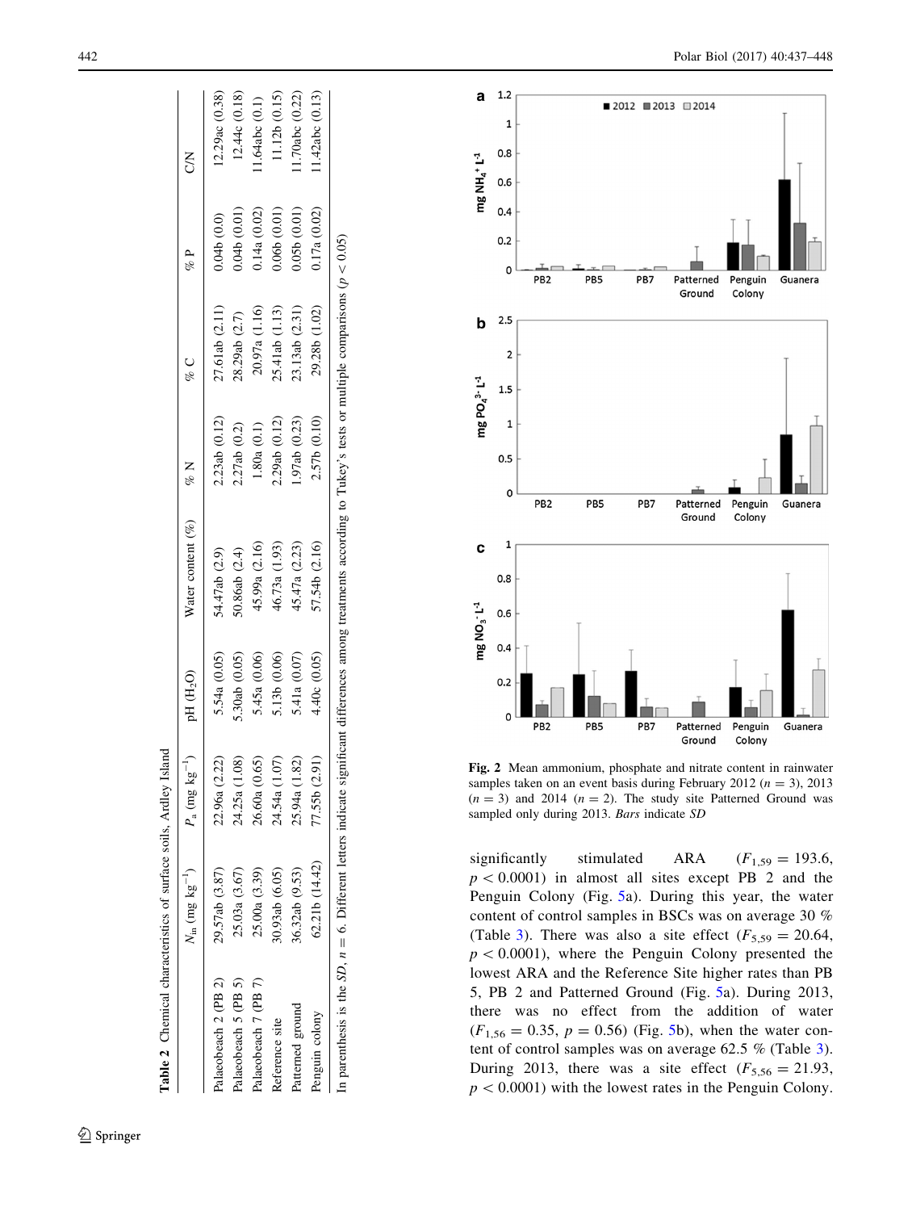**Table 2** Chemical characteristics of surface soils, Ardley Island

| | $N_{in}$ (mg kg$^{-1}$) | $P_a$ (mg kg$^{-1}$) | pH ($H_2O$) | Water content (%) | % N | % C | % P | C/N |
|---|---|---|---|---|---|---|---|---|
| Palaeobeach 2 (PB 2) | 29.57ab (3.87) | 22.96a (2.22) | 5.54a (0.05) | 54.47ab (2.9) | 2.23ab (0.12) | 27.61ab (2.11) | 0.04b (0.0) | 12.29ac (0.38) |
| Palaeobeach 5 (PB 5) | 25.03a (3.67) | 24.25a (1.08) | 5.30ab (0.05) | 50.86ab (2.4) | 2.27ab (0.2) | 28.29ab (2.7) | 0.04b (0.01) | 12.44c (0.18) |
| Palaeobeach 7 (PB 7) | 25.00a (3.39) | 26.60a (0.65) | 5.45a (0.06) | 45.99a (2.16) | 1.80a (0.1) | 20.97a (1.16) | 0.14a (0.02) | 11.64abc (0.1) |
| Reference site | 30.93ab (6.05) | 24.54a (1.07) | 5.13b (0.06) | 46.73a (1.93) | 2.29ab (0.12) | 25.41ab (1.13) | 0.06b (0.01) | 11.12b (0.15) |
| Patterned ground | 36.32ab (9.53) | 25.94a (1.82) | 5.41a (0.07) | 45.47a (2.23) | 1.97ab (0.23) | 23.13ab (2.31) | 0.05b (0.01) | 11.70abc (0.22) |
| Penguin colony | 62.21b (14.42) | 77.55b (2.91) | 4.40c (0.05) | 57.54b (2.16) | 2.57b (0.10) | 29.28b (1.02) | 0.17a (0.02) | 11.42abc (0.13) |

In parenthesis is the *SD*, $n = 6$. Different letters indicate significant differences among treatments according to Tukey's tests or multiple comparisons ($p < 0.05$)

**Fig. 2** Mean ammonium, phosphate and nitrate content in rainwater samples taken on an event basis during February 2012 ($n = 3$), 2013 ($n = 3$) and 2014 ($n = 2$). The study site Patterned Ground was sampled only during 2013. *Bars* indicate *SD*

significantly stimulated ARA ($F_{1,59} = 193.6$, $p < 0.0001$) in almost all sites except PB 2 and the Penguin Colony (Fig. 5a). During this year, the water content of control samples in BSCs was on average 30 % (Table 3). There was also a site effect ($F_{5,59} = 20.64$, $p < 0.0001$), where the Penguin Colony presented the lowest ARA and the Reference Site higher rates than PB 5, PB 2 and Patterned Ground (Fig. 5a). During 2013, there was no effect from the addition of water ($F_{1,56} = 0.35$, $p = 0.56$) (Fig. 5b), when the water content of control samples was on average 62.5 % (Table 3). During 2013, there was a site effect ($F_{5,56} = 21.93$, $p < 0.0001$) with the lowest rates in the Penguin Colony.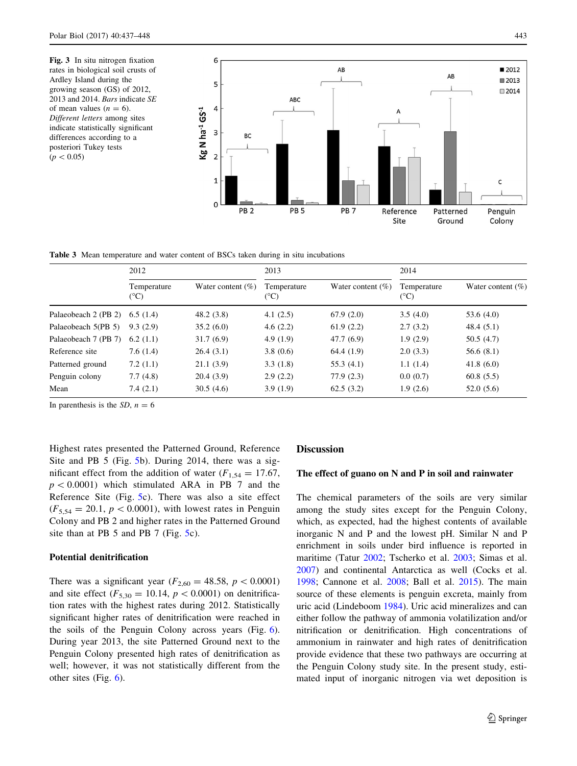Fig. 3 In situ nitrogen fixation rates in biological soil crusts of Ardley Island during the growing season (GS) of 2012, 2013 and 2014. *Bars* indicate *SE* of mean values ($n = 6$). *Different letters* among sites indicate statistically significant differences according to a posteriori Tukey tests ($p < 0.05$)

Table 3 Mean temperature and water content of BSCs taken during in situ incubations

| | 2012 | | 2013 | | 2014 | |
|---|---|---|---|---|---|---|
| | Temperature (°C) | Water content (%) | Temperature (°C) | Water content (%) | Temperature (°C) | Water content (%) |
| Palaeobeach 2 (PB 2) | 6.5 (1.4) | 48.2 (3.8) | 4.1 (2.5) | 67.9 (2.0) | 3.5 (4.0) | 53.6 (4.0) |
| Palaeobeach 5(PB 5) | 9.3 (2.9) | 35.2 (6.0) | 4.6 (2.2) | 61.9 (2.2) | 2.7 (3.2) | 48.4 (5.1) |
| Palaeobeach 7 (PB 7) | 6.2 (1.1) | 31.7 (6.9) | 4.9 (1.9) | 47.7 (6.9) | 1.9 (2.9) | 50.5 (4.7) |
| Reference site | 7.6 (1.4) | 26.4 (3.1) | 3.8 (0.6) | 64.4 (1.9) | 2.0 (3.3) | 56.6 (8.1) |
| Patterned ground | 7.2 (1.1) | 21.1 (3.9) | 3.3 (1.8) | 55.3 (4.1) | 1.1 (1.4) | 41.8 (6.0) |
| Penguin colony | 7.7 (4.8) | 20.4 (3.9) | 2.9 (2.2) | 77.9 (2.3) | 0.0 (0.7) | 60.8 (5.5) |
| Mean | 7.4 (2.1) | 30.5 (4.6) | 3.9 (1.9) | 62.5 (3.2) | 1.9 (2.6) | 52.0 (5.6) |

In parenthesis is the *SD*, $n = 6$

Highest rates presented the Patterned Ground, Reference Site and PB 5 (Fig. 5b). During 2014, there was a significant effect from the addition of water ($F_{1,54} = 17.67$, $p < 0.0001$) which stimulated ARA in PB 7 and the Reference Site (Fig. 5c). There was also a site effect ($F_{5,54} = 20.1$, $p < 0.0001$), with lowest rates in Penguin Colony and PB 2 and higher rates in the Patterned Ground site than at PB 5 and PB 7 (Fig. 5c).

### Potential denitrification

There was a significant year ($F_{2,60} = 48.58$, $p < 0.0001$) and site effect ($F_{5,30} = 10.14$, $p < 0.0001$) on denitrification rates with the highest rates during 2012. Statistically significant higher rates of denitrification were reached in the soils of the Penguin Colony across years (Fig. 6). During year 2013, the site Patterned Ground next to the Penguin Colony presented high rates of denitrification as well; however, it was not statistically different from the other sites (Fig. 6).

## Discussion

### The effect of guano on N and P in soil and rainwater

The chemical parameters of the soils are very similar among the study sites except for the Penguin Colony, which, as expected, had the highest contents of available inorganic N and P and the lowest pH. Similar N and P enrichment in soils under bird influence is reported in maritime (Tatur 2002; Tscherko et al. 2003; Simas et al. 2007) and continental Antarctica as well (Cocks et al. 1998; Cannone et al. 2008; Ball et al. 2015). The main source of these elements is penguin excreta, mainly from uric acid (Lindeboom 1984). Uric acid mineralizes and can either follow the pathway of ammonia volatilization and/or nitrification or denitrification. High concentrations of ammonium in rainwater and high rates of denitrification provide evidence that these two pathways are occurring at the Penguin Colony study site. In the present study, estimated input of inorganic nitrogen via wet deposition is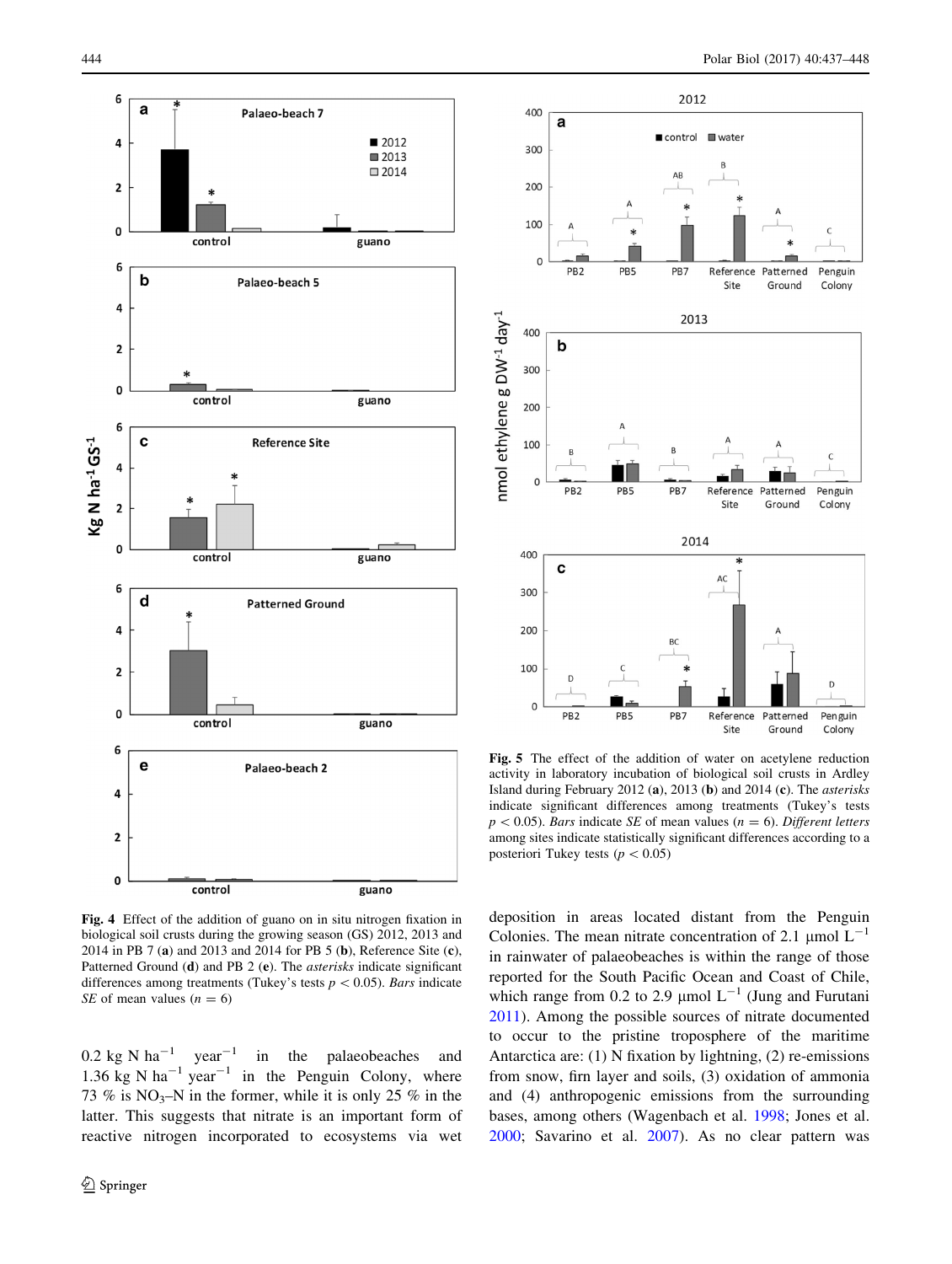**Fig. 4** Effect of the addition of guano on in situ nitrogen fixation in biological soil crusts during the growing season (GS) 2012, 2013 and 2014 in PB 7 (**a**) and 2013 and 2014 for PB 5 (**b**), Reference Site (**c**), Patterned Ground (**d**) and PB 2 (**e**). The *asterisks* indicate significant differences among treatments (Tukey's tests $p < 0.05$). *Bars* indicate *SE* of mean values ($n = 6$)

**Fig. 5** The effect of the addition of water on acetylene reduction activity in laboratory incubation of biological soil crusts in Ardley Island during February 2012 (**a**), 2013 (**b**) and 2014 (**c**). The *asterisks* indicate significant differences among treatments (Tukey's tests $p < 0.05$). *Bars* indicate *SE* of mean values ($n = 6$). *Different letters* among sites indicate statistically significant differences according to a posteriori Tukey tests ($p < 0.05$)

0.2 kg N $ha^{-1}$ $year^{-1}$ in the palaeobeaches and 1.36 kg N $ha^{-1}$ $year^{-1}$ in the Penguin Colony, where 73 % is $NO_3$–N in the former, while it is only 25 % in the latter. This suggests that nitrate is an important form of reactive nitrogen incorporated to ecosystems via wet deposition in areas located distant from the Penguin Colonies. The mean nitrate concentration of 2.1 µmol $L^{-1}$ in rainwater of palaeobeaches is within the range of those reported for the South Pacific Ocean and Coast of Chile, which range from 0.2 to 2.9 µmol $L^{-1}$ (Jung and Furutani 2011). Among the possible sources of nitrate documented to occur to the pristine troposphere of the maritime Antarctica are: (1) N fixation by lightning, (2) re-emissions from snow, firn layer and soils, (3) oxidation of ammonia and (4) anthropogenic emissions from the surrounding bases, among others (Wagenbach et al. 1998; Jones et al. 2000; Savarino et al. 2007). As no clear pattern was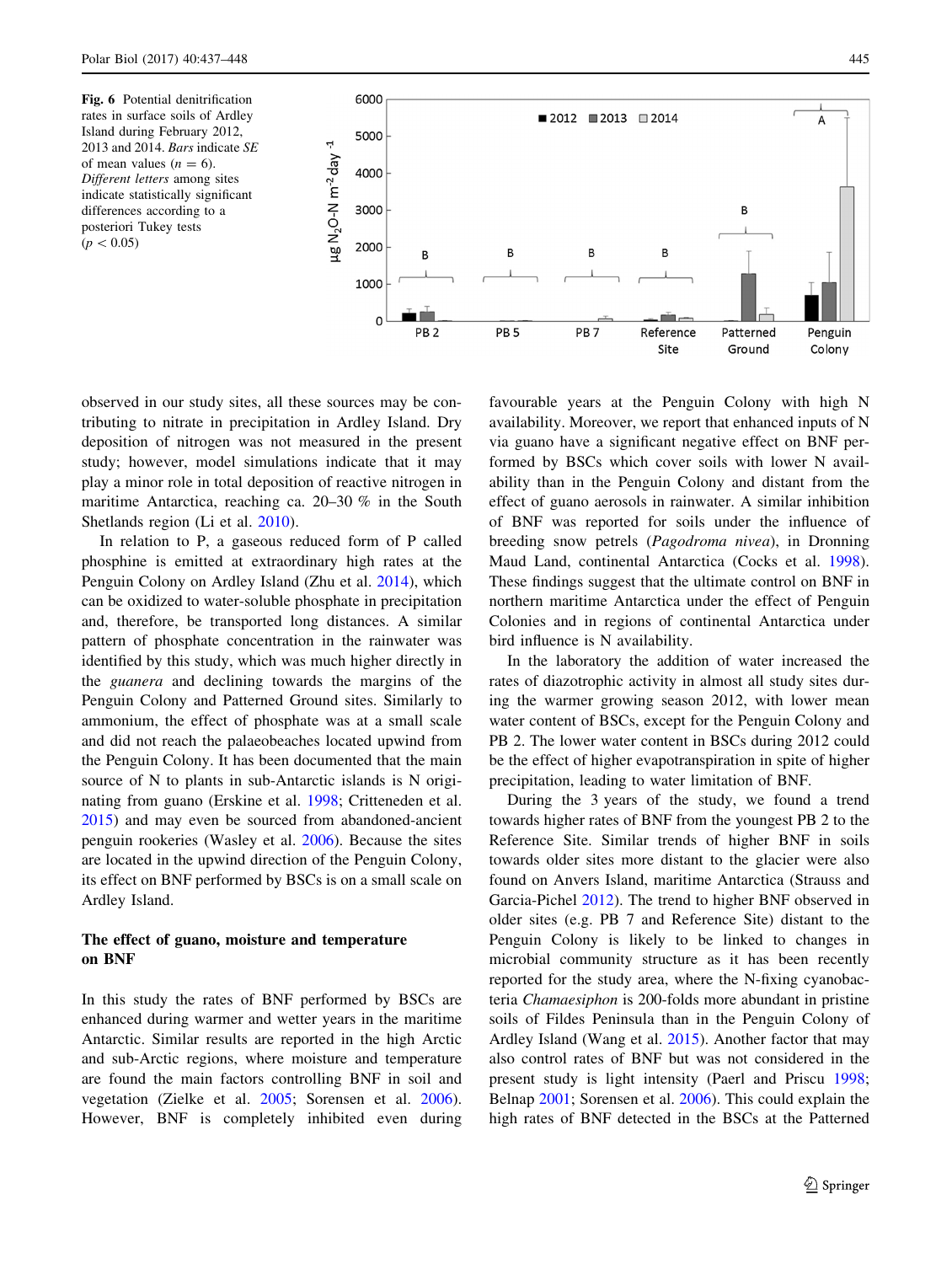Fig. 6 Potential denitrification rates in surface soils of Ardley Island during February 2012, 2013 and 2014. *Bars* indicate *SE* of mean values ($n = 6$). *Different letters* among sites indicate statistically significant differences according to a posteriori Tukey tests ($p < 0.05$)

observed in our study sites, all these sources may be contributing to nitrate in precipitation in Ardley Island. Dry deposition of nitrogen was not measured in the present study; however, model simulations indicate that it may play a minor role in total deposition of reactive nitrogen in maritime Antarctica, reaching ca. 20–30 % in the South Shetlands region (Li et al. 2010).

In relation to P, a gaseous reduced form of P called phosphine is emitted at extraordinary high rates at the Penguin Colony on Ardley Island (Zhu et al. 2014), which can be oxidized to water-soluble phosphate in precipitation and, therefore, be transported long distances. A similar pattern of phosphate concentration in the rainwater was identified by this study, which was much higher directly in the *guanera* and declining towards the margins of the Penguin Colony and Patterned Ground sites. Similarly to ammonium, the effect of phosphate was at a small scale and did not reach the palaeobeaches located upwind from the Penguin Colony. It has been documented that the main source of N to plants in sub-Antarctic islands is N originating from guano (Erskine et al. 1998; Critteneden et al. 2015) and may even be sourced from abandoned-ancient penguin rookeries (Wasley et al. 2006). Because the sites are located in the upwind direction of the Penguin Colony, its effect on BNF performed by BSCs is on a small scale on Ardley Island.

## The effect of guano, moisture and temperature on BNF

In this study the rates of BNF performed by BSCs are enhanced during warmer and wetter years in the maritime Antarctic. Similar results are reported in the high Arctic and sub-Arctic regions, where moisture and temperature are found the main factors controlling BNF in soil and vegetation (Zielke et al. 2005; Sorensen et al. 2006). However, BNF is completely inhibited even during favourable years at the Penguin Colony with high N availability. Moreover, we report that enhanced inputs of N via guano have a significant negative effect on BNF performed by BSCs which cover soils with lower N availability than in the Penguin Colony and distant from the effect of guano aerosols in rainwater. A similar inhibition of BNF was reported for soils under the influence of breeding snow petrels (*Pagodroma nivea*), in Dronning Maud Land, continental Antarctica (Cocks et al. 1998). These findings suggest that the ultimate control on BNF in northern maritime Antarctica under the effect of Penguin Colonies and in regions of continental Antarctica under bird influence is N availability.

In the laboratory the addition of water increased the rates of diazotrophic activity in almost all study sites during the warmer growing season 2012, with lower mean water content of BSCs, except for the Penguin Colony and PB 2. The lower water content in BSCs during 2012 could be the effect of higher evapotranspiration in spite of higher precipitation, leading to water limitation of BNF.

During the 3 years of the study, we found a trend towards higher rates of BNF from the youngest PB 2 to the Reference Site. Similar trends of higher BNF in soils towards older sites more distant to the glacier were also found on Anvers Island, maritime Antarctica (Strauss and Garcia-Pichel 2012). The trend to higher BNF observed in older sites (e.g. PB 7 and Reference Site) distant to the Penguin Colony is likely to be linked to changes in microbial community structure as it has been recently reported for the study area, where the N-fixing cyanobacteria *Chamaesiphon* is 200-folds more abundant in pristine soils of Fildes Peninsula than in the Penguin Colony of Ardley Island (Wang et al. 2015). Another factor that may also control rates of BNF but was not considered in the present study is light intensity (Paerl and Priscu 1998; Belnap 2001; Sorensen et al. 2006). This could explain the high rates of BNF detected in the BSCs at the Patterned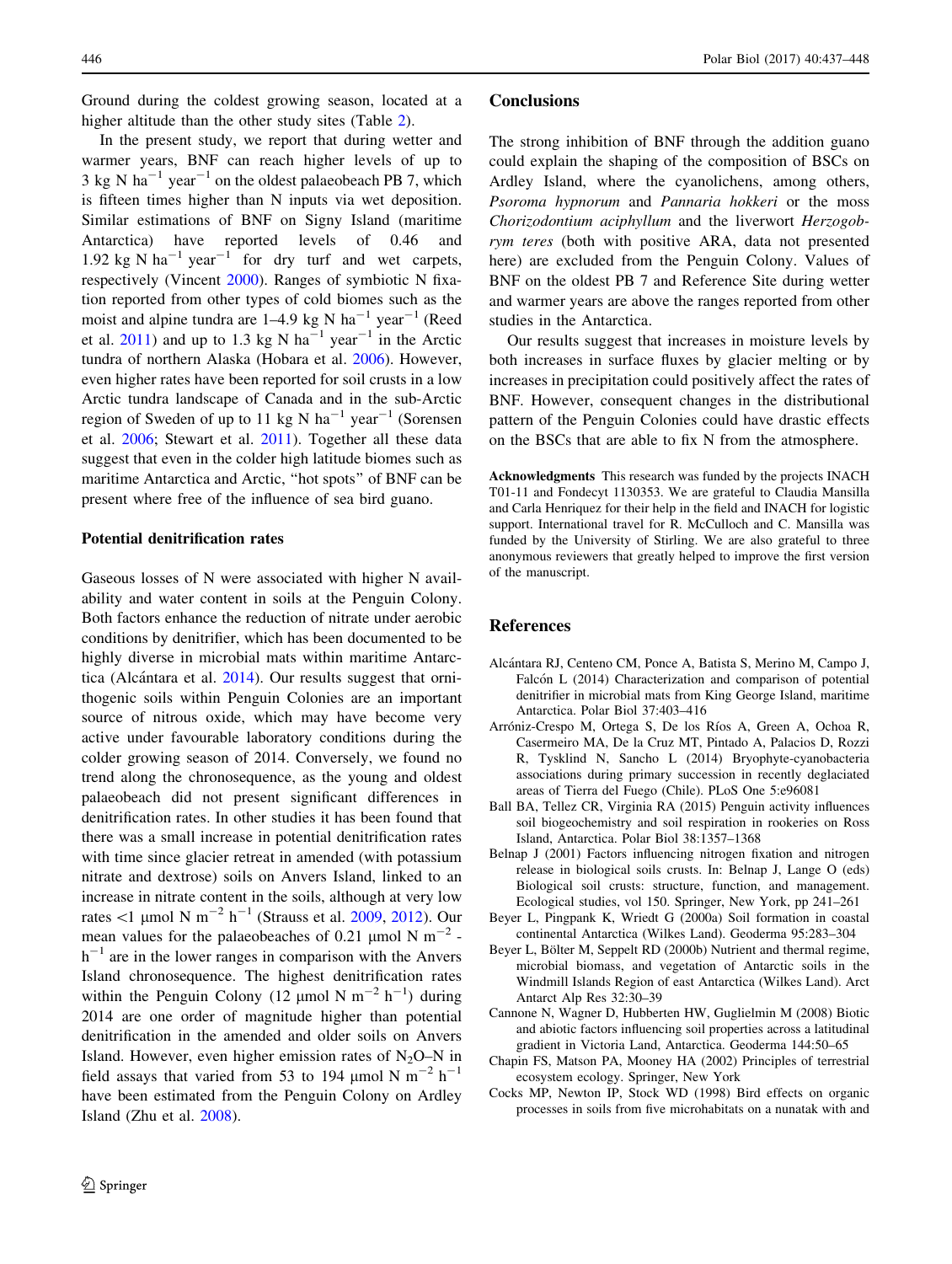Ground during the coldest growing season, located at a higher altitude than the other study sites (Table 2).

In the present study, we report that during wetter and warmer years, BNF can reach higher levels of up to 3 kg N $ha^{-1}$ $year^{-1}$ on the oldest palaeobeach PB 7, which is fifteen times higher than N inputs via wet deposition. Similar estimations of BNF on Signy Island (maritime Antarctica) have reported levels of 0.46 and 1.92 kg N $ha^{-1}$ $year^{-1}$ for dry turf and wet carpets, respectively (Vincent 2000). Ranges of symbiotic N fixation reported from other types of cold biomes such as the moist and alpine tundra are 1–4.9 kg N $ha^{-1}$ $year^{-1}$ (Reed et al. 2011) and up to 1.3 kg N $ha^{-1}$ $year^{-1}$ in the Arctic tundra of northern Alaska (Hobara et al. 2006). However, even higher rates have been reported for soil crusts in a low Arctic tundra landscape of Canada and in the sub-Arctic region of Sweden of up to 11 kg N $ha^{-1}$ $year^{-1}$ (Sorensen et al. 2006; Stewart et al. 2011). Together all these data suggest that even in the colder high latitude biomes such as maritime Antarctica and Arctic, "hot spots" of BNF can be present where free of the influence of sea bird guano.

### Potential denitrification rates

Gaseous losses of N were associated with higher N availability and water content in soils at the Penguin Colony. Both factors enhance the reduction of nitrate under aerobic conditions by denitrifier, which has been documented to be highly diverse in microbial mats within maritime Antarctica (Alcántara et al. 2014). Our results suggest that ornithogenic soils within Penguin Colonies are an important source of nitrous oxide, which may have become very active under favourable laboratory conditions during the colder growing season of 2014. Conversely, we found no trend along the chronosequence, as the young and oldest palaeobeach did not present significant differences in denitrification rates. In other studies it has been found that there was a small increase in potential denitrification rates with time since glacier retreat in amended (with potassium nitrate and dextrose) soils on Anvers Island, linked to an increase in nitrate content in the soils, although at very low rates <1 μmol N $m^{-2}$ $h^{-1}$ (Strauss et al. 2009, 2012). Our mean values for the palaeobeaches of 0.21 μmol N $m^{-2}$ $h^{-1}$ are in the lower ranges in comparison with the Anvers Island chronosequence. The highest denitrification rates within the Penguin Colony (12 μmol N $m^{-2}$ $h^{-1}$) during 2014 are one order of magnitude higher than potential denitrification in the amended and older soils on Anvers Island. However, even higher emission rates of $N_2O$–N in field assays that varied from 53 to 194 μmol N $m^{-2}$ $h^{-1}$ have been estimated from the Penguin Colony on Ardley Island (Zhu et al. 2008).

## Conclusions

The strong inhibition of BNF through the addition guano could explain the shaping of the composition of BSCs on Ardley Island, where the cyanolichens, among others, *Psoroma hypnorum* and *Pannaria hokkeri* or the moss *Chorizodontium aciphyllum* and the liverwort *Herzogobryum teres* (both with positive ARA, data not presented here) are excluded from the Penguin Colony. Values of BNF on the oldest PB 7 and Reference Site during wetter and warmer years are above the ranges reported from other studies in the Antarctica.

Our results suggest that increases in moisture levels by both increases in surface fluxes by glacier melting or by increases in precipitation could positively affect the rates of BNF. However, consequent changes in the distributional pattern of the Penguin Colonies could have drastic effects on the BSCs that are able to fix N from the atmosphere.

**Acknowledgments** This research was funded by the projects INACH T01-11 and Fondecyt 1130353. We are grateful to Claudia Mansilla and Carla Henriquez for their help in the field and INACH for logistic support. International travel for R. McCulloch and C. Mansilla was funded by the University of Stirling. We are also grateful to three anonymous reviewers that greatly helped to improve the first version of the manuscript.

## References

Alcántara RJ, Centeno CM, Ponce A, Batista S, Merino M, Campo J, Falcón L (2014) Characterization and comparison of potential denitrifier in microbial mats from King George Island, maritime Antarctica. Polar Biol 37:403–416

Arróniz-Crespo M, Ortega S, De los Ríos A, Green A, Ochoa R, Casermeiro MA, De la Cruz MT, Pintado A, Palacios D, Rozzi R, Tysklind N, Sancho L (2014) Bryophyte-cyanobacteria associations during primary succession in recently deglaciated areas of Tierra del Fuego (Chile). PLoS One 5:e96081

Ball BA, Tellez CR, Virginia RA (2015) Penguin activity influences soil biogeochemistry and soil respiration in rookeries on Ross Island, Antarctica. Polar Biol 38:1357–1368

Belnap J (2001) Factors influencing nitrogen fixation and nitrogen release in biological soils crusts. In: Belnap J, Lange O (eds) Biological soil crusts: structure, function, and management. Ecological studies, vol 150. Springer, New York, pp 241–261

Beyer L, Pingpank K, Wriedt G (2000a) Soil formation in coastal continental Antarctica (Wilkes Land). Geoderma 95:283–304

Beyer L, Bölter M, Seppelt RD (2000b) Nutrient and thermal regime, microbial biomass, and vegetation of Antarctic soils in the Windmill Islands Region of east Antarctica (Wilkes Land). Arct Antarct Alp Res 32:30–39

Cannone N, Wagner D, Hubberten HW, Guglielmin M (2008) Biotic and abiotic factors influencing soil properties across a latitudinal gradient in Victoria Land, Antarctica. Geoderma 144:50–65

Chapin FS, Matson PA, Mooney HA (2002) Principles of terrestrial ecosystem ecology. Springer, New York

Cocks MP, Newton IP, Stock WD (1998) Bird effects on organic processes in soils from five microhabitats on a nunatak with and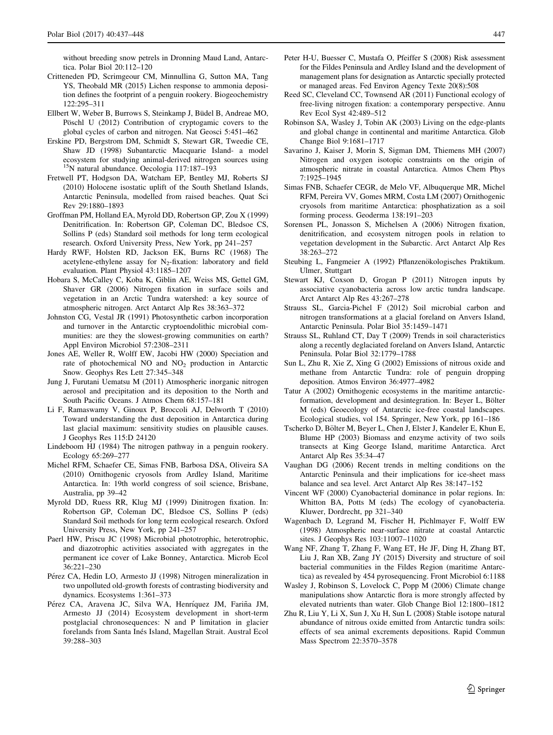without breeding snow petrels in Dronning Maud Land, Antarctica. Polar Biol 20:112–120

Critteneden PD, Scrimgeour CM, Minnullina G, Sutton MA, Tang YS, Theobald MR (2015) Lichen response to ammonia deposition defines the footprint of a penguin rookery. Biogeochemistry 122:295–311

Ellbert W, Weber B, Burrows S, Steinkamp J, Büdel B, Andreae MO, Pöschl U (2012) Contribution of cryptogamic covers to the global cycles of carbon and nitrogen. Nat Geosci 5:451–462

Erskine PD, Bergstrom DM, Schmidt S, Stewart GR, Tweedie CE, Shaw JD (1998) Subantarctic Macquarie Island- a model ecosystem for studying animal-derived nitrogen sources using $^{15}N$ natural abundance. Oecologia 117:187–193

Fretwell PT, Hodgson DA, Watcham EP, Bentley MJ, Roberts SJ (2010) Holocene isostatic uplift of the South Shetland Islands, Antarctic Peninsula, modelled from raised beaches. Quat Sci Rev 29:1880–1893

Groffman PM, Holland EA, Myrold DD, Robertson GP, Zou X (1999) Denitrification. In: Robertson GP, Coleman DC, Bledsoe CS, Sollins P (eds) Standard soil methods for long term ecological research. Oxford University Press, New York, pp 241–257

Hardy RWF, Holsten RD, Jackson EK, Burns RC (1968) The acetylene-ethylene assay for $N_2$-fixation: laboratory and field evaluation. Plant Physiol 43:1185–1207

Hobara S, McCalley C, Koba K, Giblin AE, Weiss MS, Gettel GM, Shaver GR (2006) Nitrogen fixation in surface soils and vegetation in an Arctic Tundra watershed: a key source of atmospheric nitrogen. Arct Antarct Alp Res 38:363–372

Johnston CG, Vestal JR (1991) Photosynthetic carbon incorporation and turnover in the Antarctic cryptoendolithic microbial communities: are they the slowest-growing communities on earth? Appl Environ Microbiol 57:2308–2311

Jones AE, Weller R, Wolff EW, Jacobi HW (2000) Speciation and rate of photochemical NO and $NO_2$ production in Antarctic Snow. Geophys Res Lett 27:345–348

Jung J, Furutani Uematsu M (2011) Atmospheric inorganic nitrogen aerosol and precipitation and its deposition to the North and South Pacific Oceans. J Atmos Chem 68:157–181

Li F, Ramaswamy V, Ginoux P, Broccoli AJ, Delworth T (2010) Toward understanding the dust deposition in Antarctica during last glacial maximum: sensitivity studies on plausible causes. J Geophys Res 115:D 24120

Lindeboom HJ (1984) The nitrogen pathway in a penguin rookery. Ecology 65:269–277

Michel RFM, Schaefer CE, Simas FNB, Barbosa DSA, Oliveira SA (2010) Ornithogenic cryosols from Ardley Island, Maritime Antarctica. In: 19th world congress of soil science, Brisbane, Australia, pp 39–42

Myrold DD, Ruess RR, Klug MJ (1999) Dinitrogen fixation. In: Robertson GP, Coleman DC, Bledsoe CS, Sollins P (eds) Standard Soil methods for long term ecological research. Oxford University Press, New York, pp 241–257

Paerl HW, Priscu JC (1998) Microbial phototrophic, heterotrophic, and diazotrophic activities associated with aggregates in the permanent ice cover of Lake Bonney, Antarctica. Microb Ecol 36:221–230

Pérez CA, Hedin LO, Armesto JJ (1998) Nitrogen mineralization in two unpolluted old-growth forests of contrasting biodiversity and dynamics. Ecosystems 1:361–373

Pérez CA, Aravena JC, Silva WA, Henríquez JM, Fariña JM, Armesto JJ (2014) Ecosystem development in short-term postglacial chronosequences: N and P limitation in glacier forelands from Santa Inés Island, Magellan Strait. Austral Ecol 39:288–303

Peter H-U, Buesser C, Mustafa O, Pfeiffer S (2008) Risk assessment for the Fildes Peninsula and Ardley Island and the development of management plans for designation as Antarctic specially protected or managed areas. Fed Environ Agency Texte 20(8):508

Reed SC, Cleveland CC, Townsend AR (2011) Functional ecology of free-living nitrogen fixation: a contemporary perspective. Annu Rev Ecol Syst 42:489–512

Robinson SA, Wasley J, Tobin AK (2003) Living on the edge-plants and global change in continental and maritime Antarctica. Glob Change Biol 9:1681–1717

Savarino J, Kaiser J, Morin S, Sigman DM, Thiemens MH (2007) Nitrogen and oxygen isotopic constraints on the origin of atmospheric nitrate in coastal Antarctica. Atmos Chem Phys 7:1925–1945

Simas FNB, Schaefer CEGR, de Melo VF, Albuquerque MR, Michel RFM, Pereira VV, Gomes MRM, Costa LM (2007) Ornithogenic cryosols from maritime Antarctica: phosphatization as a soil forming process. Geoderma 138:191–203

Sorensen PL, Jonasson S, Michelsen A (2006) Nitrogen fixation, denitrification, and ecosystem nitrogen pools in relation to vegetation development in the Subarctic. Arct Antarct Alp Res 38:263–272

Steubing L, Fangmeier A (1992) Pflanzenökologisches Praktikum. Ulmer, Stuttgart

Stewart KJ, Coxson D, Grogan P (2011) Nitrogen inputs by associative cyanobacteria across low arctic tundra landscape. Arct Antarct Alp Res 43:267–278

Strauss SL, Garcia-Pichel F (2012) Soil microbial carbon and nitrogen transformations at a glacial foreland on Anvers Island, Antarctic Peninsula. Polar Biol 35:1459–1471

Strauss SL, Ruhland CT, Day T (2009) Trends in soil characteristics along a recently deglaciated foreland on Anvers Island, Antarctic Peninsula. Polar Biol 32:1779–1788

Sun L, Zhu R, Xie Z, Xing G (2002) Emissions of nitrous oxide and methane from Antarctic Tundra: role of penguin dropping deposition. Atmos Environ 36:4977–4982

Tatur A (2002) Ornithogenic ecosystems in the maritime antarctic-formation, development and desintegration. In: Beyer L, Bölter M (eds) Geoecology of Antarctic ice-free coastal landscapes. Ecological studies, vol 154. Springer, New York, pp 161–186

Tscherko D, Bölter M, Beyer L, Chen J, Elster J, Kandeler E, Khun E, Blume HP (2003) Biomass and enzyme activity of two soils transects at King George Island, maritime Antarctica. Arct Antarct Alp Res 35:34–47

Vaughan DG (2006) Recent trends in melting conditions on the Antarctic Peninsula and their implications for ice-sheet mass balance and sea level. Arct Antarct Alp Res 38:147–152

Vincent WF (2000) Cyanobacterial dominance in polar regions. In: Whitton BA, Potts M (eds) The ecology of cyanobacteria. Kluwer, Dordrecht, pp 321–340

Wagenbach D, Legrand M, Fischer H, Pichlmayer F, Wolff EW (1998) Atmospheric near-surface nitrate at coastal Antarctic sites. J Geophys Res 103:11007–11020

Wang NF, Zhang T, Zhang F, Wang ET, He JF, Ding H, Zhang BT, Liu J, Ran XB, Zang JY (2015) Diversity and structure of soil bacterial communities in the Fildes Region (maritime Antarctica) as revealed by 454 pyrosequencing. Front Microbiol 6:1188

Wasley J, Robinson S, Lovelock C, Popp M (2006) Climate change manipulations show Antarctic flora is more strongly affected by elevated nutrients than water. Glob Change Biol 12:1800–1812

Zhu R, Liu Y, Li X, Sun J, Xu H, Sun L (2008) Stable isotope natural abundance of nitrous oxide emitted from Antarctic tundra soils: effects of sea animal excrements depositions. Rapid Commun Mass Spectrom 22:3570–3578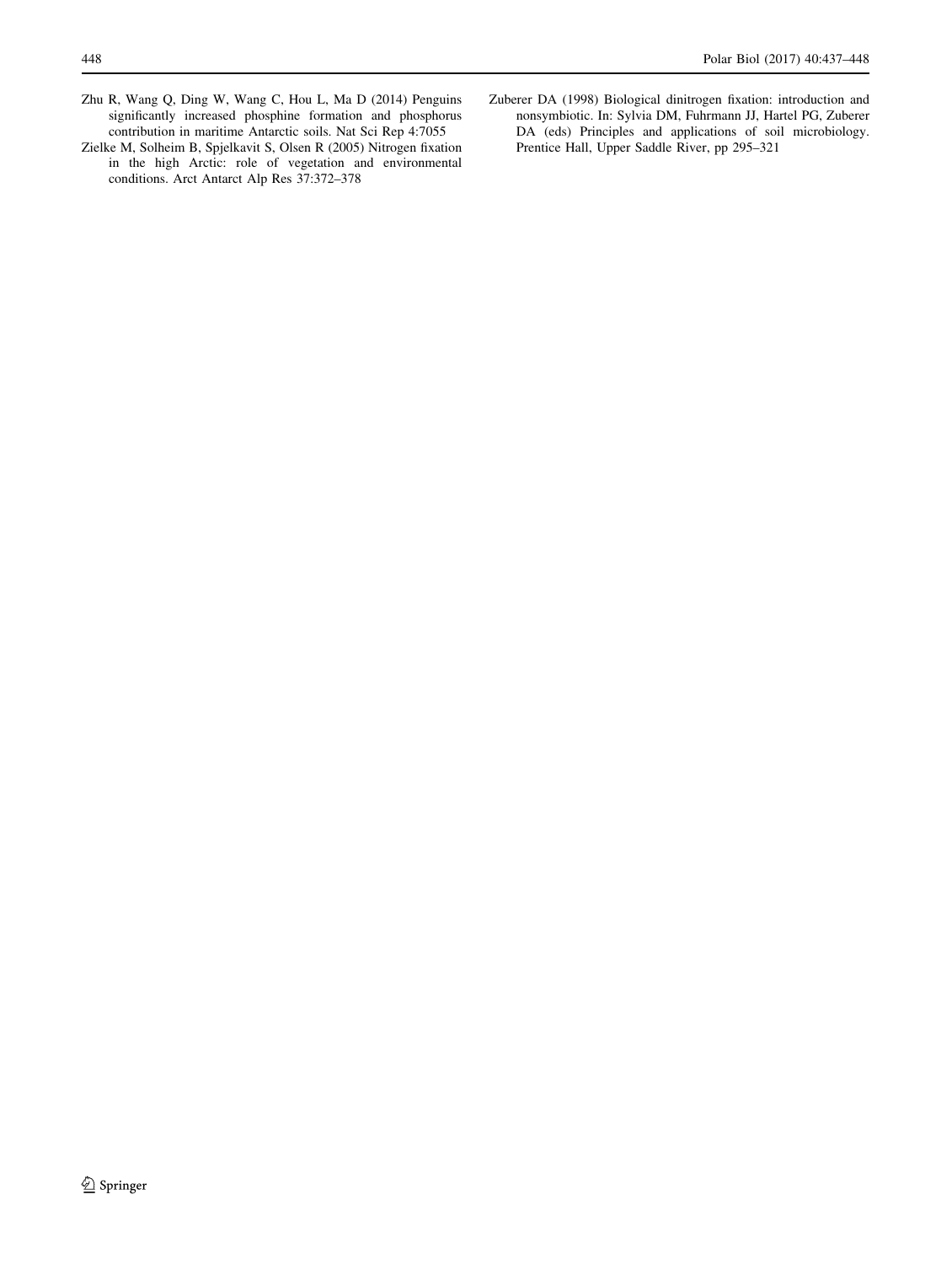Zhu R, Wang Q, Ding W, Wang C, Hou L, Ma D (2014) Penguins significantly increased phosphine formation and phosphorus contribution in maritime Antarctic soils. Nat Sci Rep 4:7055

Zielke M, Solheim B, Spjelkavit S, Olsen R (2005) Nitrogen fixation in the high Arctic: role of vegetation and environmental conditions. Arct Antarct Alp Res 37:372–378

Zuberer DA (1998) Biological dinitrogen fixation: introduction and nonsymbiotic. In: Sylvia DM, Fuhrmann JJ, Hartel PG, Zuberer DA (eds) Principles and applications of soil microbiology. Prentice Hall, Upper Saddle River, pp 295–321